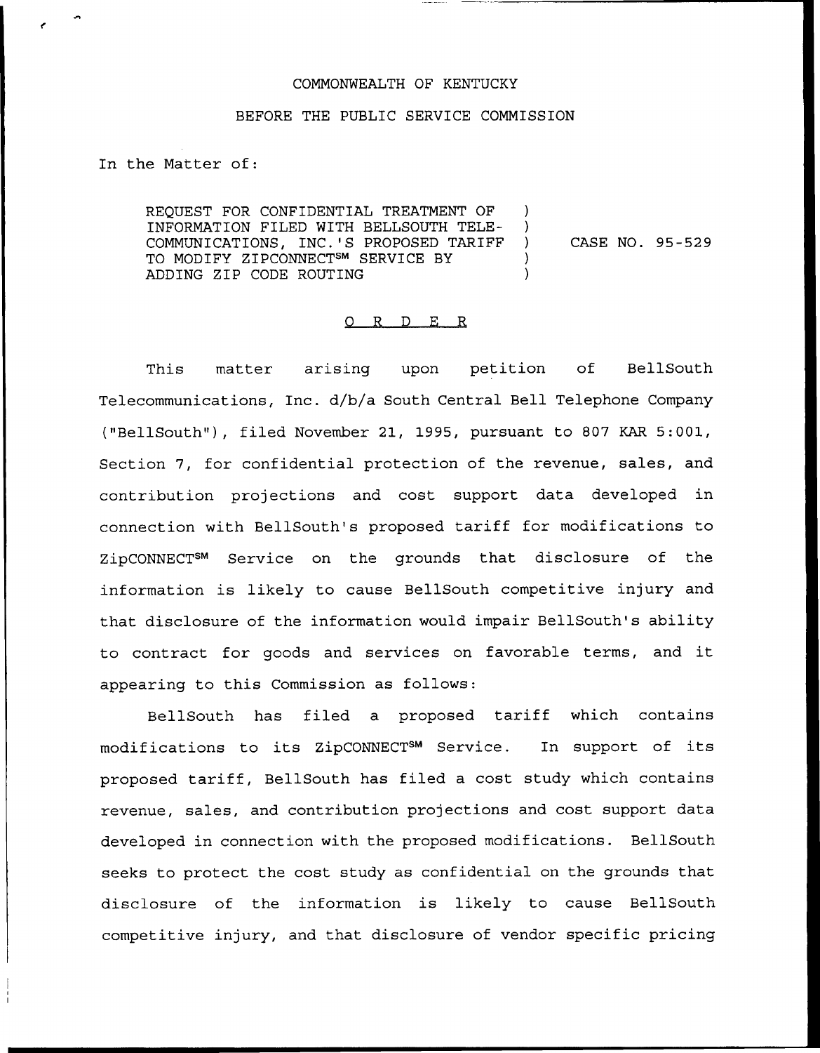COMMONWEALTH OF KENTUCKY

BEFORE THE PUBLIC SERVICE COMMISSION

In the Matter of:

REQUEST FOR CONFIDENTIAL TREATMENT OF INFORMATION FILED WITH BELLSOUTH TELECOMMUNICATIONS, INC.'S PROPOSED TARIFF TO MODIFY ZIPCONNECT℠ SERVICE BY ADDING ZIP CODE ROUTING ) CASE NO. 95-529

O R D E R

This matter arising upon petition of BellSouth Telecommunications, Inc. d/b/a South Central Bell Telephone Company ("BellSouth"), filed November 21, 1995, pursuant to 807 KAR 5:001, Section 7, for confidential protection of the revenue, sales, and contribution projections and cost support data developed in connection with BellSouth's proposed tariff for modifications to ZipCONNECT℠ Service on the grounds that disclosure of the information is likely to cause BellSouth competitive injury and that disclosure of the information would impair BellSouth's ability to contract for goods and services on favorable terms, and it appearing to this Commission as follows:

BellSouth has filed a proposed tariff which contains modifications to its ZipCONNECT℠ Service. In support of its proposed tariff, BellSouth has filed a cost study which contains revenue, sales, and contribution projections and cost support data developed in connection with the proposed modifications. BellSouth seeks to protect the cost study as confidential on the grounds that disclosure of the information is likely to cause BellSouth competitive injury, and that disclosure of vendor specific pricing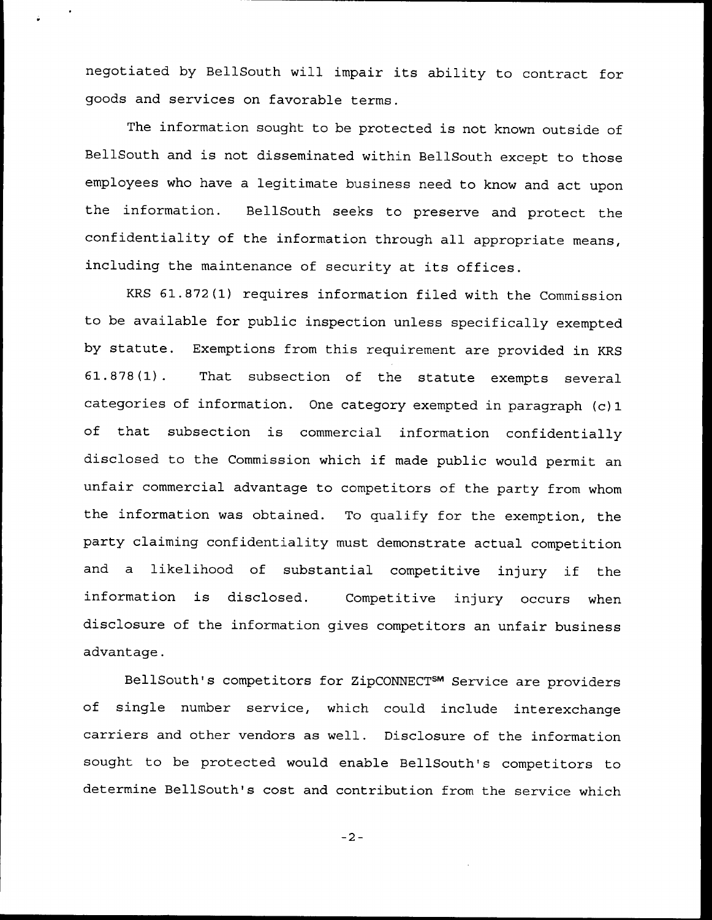negotiated by BellSouth will impair its ability to contract for goods and services on favorable terms.

The information sought to be protected is not known outside of BellSouth and is not disseminated within BellSouth except to those employees who have a legitimate business need to know and act upon the information. BellSouth seeks to preserve and protect the confidentiality of the information through all appropriate means, including the maintenance of security at its offices.

KRS 61.872(1) requires information filed with the Commission to be available for public inspection unless specifically exempted by statute. Exemptions from this requirement are provided in KRS 61.878(1). That subsection of the statute exempts several categories of information. One category exempted in paragraph (c)1 of that subsection is commercial information confidentially disclosed to the Commission which if made public would permit an unfair commercial advantage to competitors of the party from whom the information was obtained. To qualify for the exemption, the party claiming confidentiality must demonstrate actual competition and a likelihood of substantial competitive injury if the information is disclosed. Competitive injury occurs when disclosure of the information gives competitors an unfair business advantage.

BellSouth's competitors for ZipCONNECT℠ Service are providers of single number service, which could include interexchange carriers and other vendors as well. Disclosure of the information sought to be protected would enable BellSouth's competitors to determine BellSouth's cost and contribution from the service which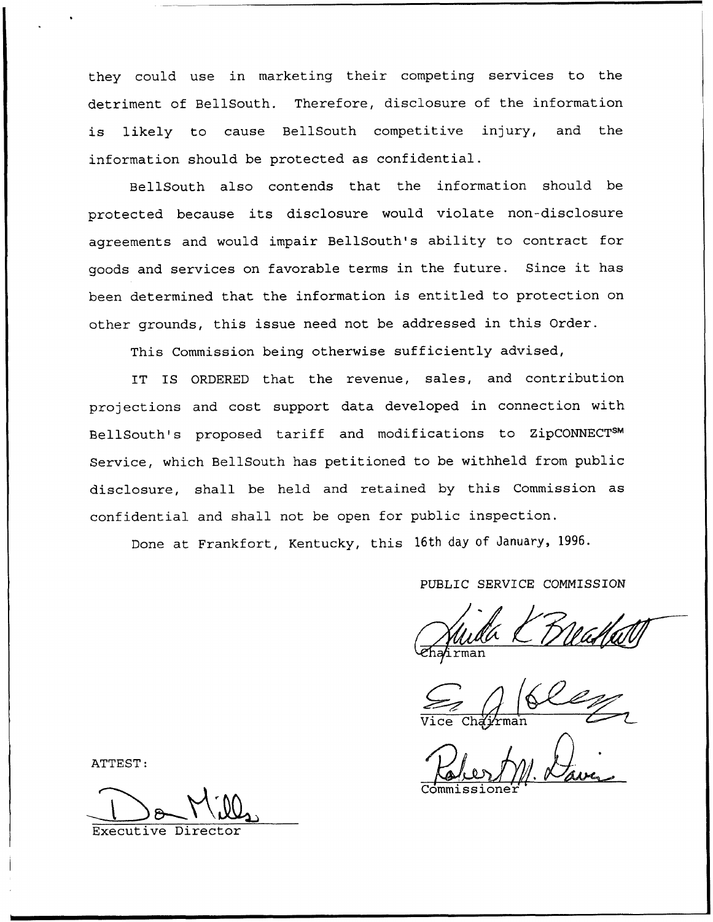they could use in marketing their competing services to the detriment of BellSouth. Therefore, disclosure of the information is likely to cause BellSouth competitive injury, and the information should be protected as confidential.

BellSouth also contends that the information should be protected because its disclosure would violate non-disclosure agreements and would impair BellSouth's ability to contract for goods and services on favorable terms in the future. Since it has been determined that the information is entitled to protection on other grounds, this issue need not be addressed in this Order.

This Commission being otherwise sufficiently advised,

IT IS ORDERED that the revenue, sales, and contribution projections and cost support data developed in connection with BellSouth's proposed tariff and modifications to ZipCONNECT[SM] Service, which BellSouth has petitioned to be withheld from public disclosure, shall be held and retained by this Commission as confidential and shall not be open for public inspection.

Done at Frankfort, Kentucky, this 16th day of January, 1996.

PUBLIC SERVICE COMMISSION

Chairman

Vice Chairman

Commissioner

ATTEST:

Executive Director